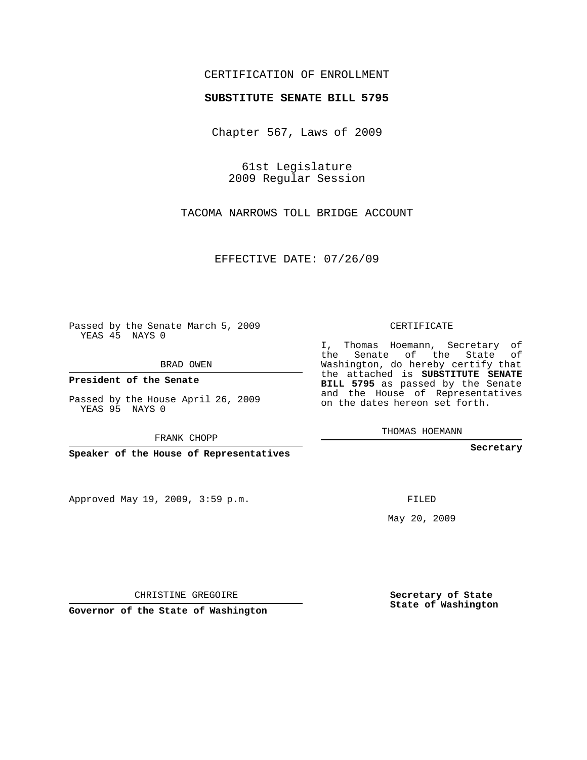CERTIFICATION OF ENROLLMENT

**SUBSTITUTE SENATE BILL 5795**

Chapter 567, Laws of 2009

61st Legislature
2009 Regular Session

TACOMA NARROWS TOLL BRIDGE ACCOUNT

EFFECTIVE DATE: 07/26/09

Passed by the Senate March 5, 2009
YEAS 45 NAYS 0

BRAD OWEN

**President of the Senate**

Passed by the House April 26, 2009
YEAS 95 NAYS 0

FRANK CHOPP

**Speaker of the House of Representatives**

CERTIFICATE

I, Thomas Hoemann, Secretary of the Senate of the State of Washington, do hereby certify that the attached is **SUBSTITUTE SENATE BILL 5795** as passed by the Senate and the House of Representatives on the dates hereon set forth.

THOMAS HOEMANN

**Secretary**

Approved May 19, 2009, 3:59 p.m.

FILED

May 20, 2009

CHRISTINE GREGOIRE

**Governor of the State of Washington**

**Secretary of State**
**State of Washington**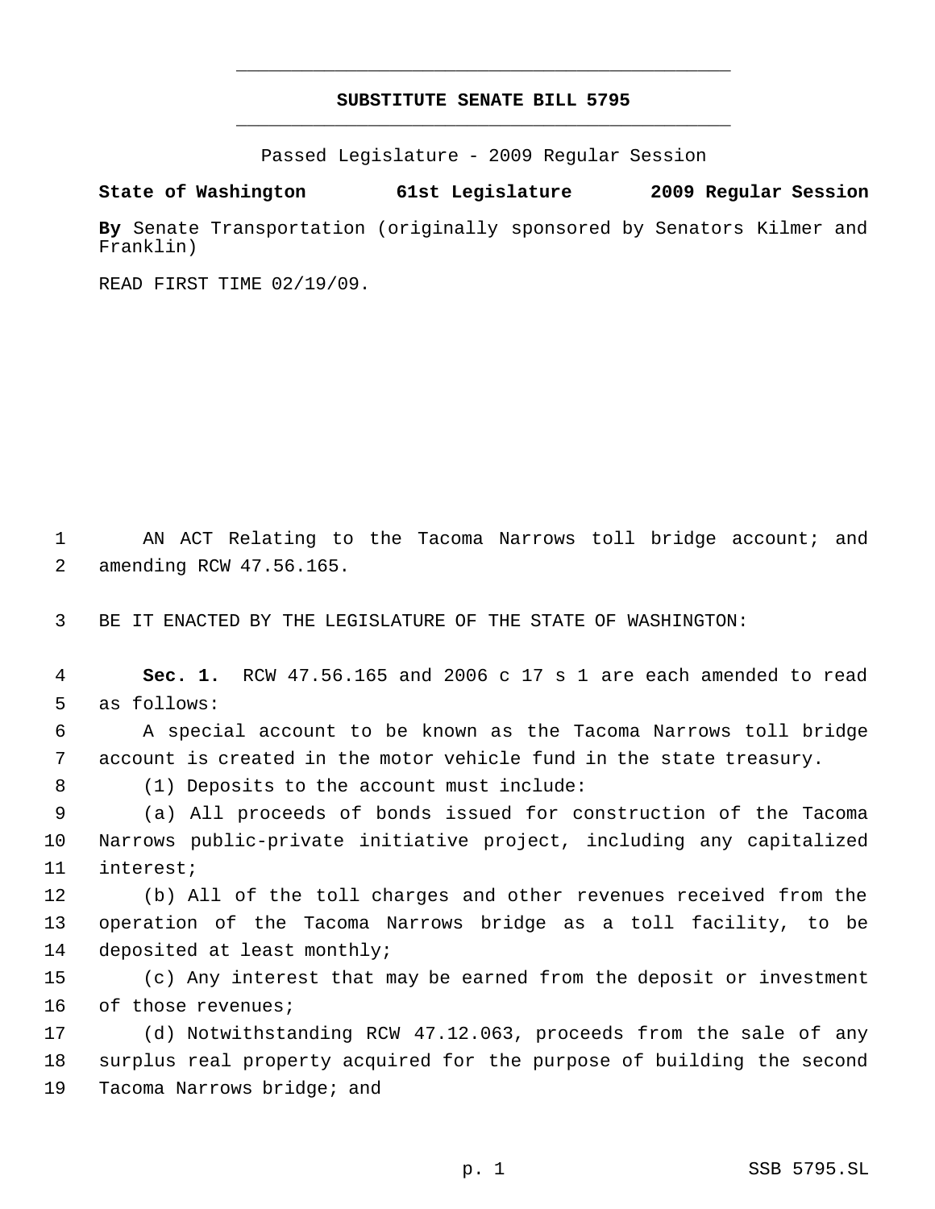# SUBSTITUTE SENATE BILL 5795

Passed Legislature - 2009 Regular Session

**State of Washington 61st Legislature 2009 Regular Session**

**By** Senate Transportation (originally sponsored by Senators Kilmer and Franklin)

READ FIRST TIME 02/19/09.

AN ACT Relating to the Tacoma Narrows toll bridge account; and amending RCW 47.56.165.

BE IT ENACTED BY THE LEGISLATURE OF THE STATE OF WASHINGTON:

**Sec. 1.** RCW 47.56.165 and 2006 c 17 s 1 are each amended to read as follows:

A special account to be known as the Tacoma Narrows toll bridge account is created in the motor vehicle fund in the state treasury.

(1) Deposits to the account must include:

(a) All proceeds of bonds issued for construction of the Tacoma Narrows public-private initiative project, including any capitalized interest;

(b) All of the toll charges and other revenues received from the operation of the Tacoma Narrows bridge as a toll facility, to be deposited at least monthly;

(c) Any interest that may be earned from the deposit or investment of those revenues;

(d) Notwithstanding RCW 47.12.063, proceeds from the sale of any surplus real property acquired for the purpose of building the second Tacoma Narrows bridge; and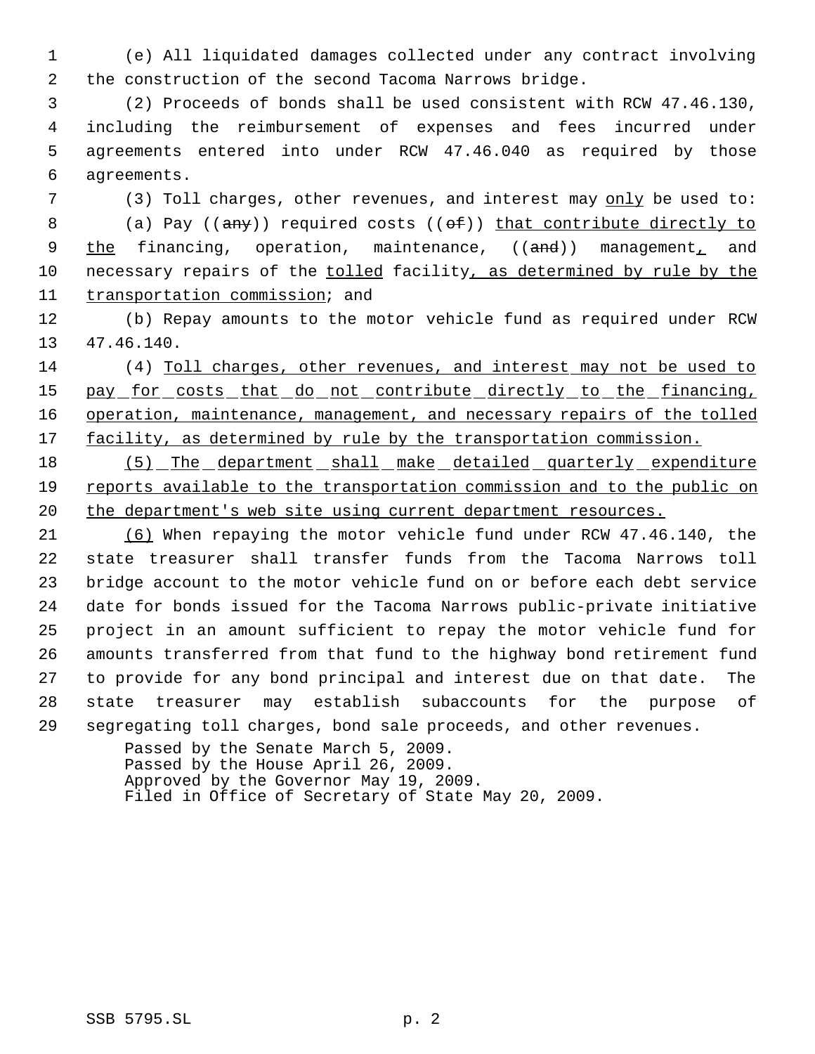(e) All liquidated damages collected under any contract involving the construction of the second Tacoma Narrows bridge.

(2) Proceeds of bonds shall be used consistent with RCW 47.46.130, including the reimbursement of expenses and fees incurred under agreements entered into under RCW 47.46.040 as required by those agreements.

(3) Toll charges, other revenues, and interest may only be used to:

(a) Pay ((any)) required costs ((of)) that contribute directly to the financing, operation, maintenance, ((and)) management, and necessary repairs of the tolled facility, as determined by rule by the transportation commission; and

(b) Repay amounts to the motor vehicle fund as required under RCW 47.46.140.

(4) Toll charges, other revenues, and interest may not be used to pay for costs that do not contribute directly to the financing, operation, maintenance, management, and necessary repairs of the tolled facility, as determined by rule by the transportation commission.

(5) The department shall make detailed quarterly expenditure reports available to the transportation commission and to the public on the department's web site using current department resources.

(6) When repaying the motor vehicle fund under RCW 47.46.140, the state treasurer shall transfer funds from the Tacoma Narrows toll bridge account to the motor vehicle fund on or before each debt service date for bonds issued for the Tacoma Narrows public-private initiative project in an amount sufficient to repay the motor vehicle fund for amounts transferred from that fund to the highway bond retirement fund to provide for any bond principal and interest due on that date. The state treasurer may establish subaccounts for the purpose of segregating toll charges, bond sale proceeds, and other revenues.

Passed by the Senate March 5, 2009.
Passed by the House April 26, 2009.
Approved by the Governor May 19, 2009.
Filed in Office of Secretary of State May 20, 2009.